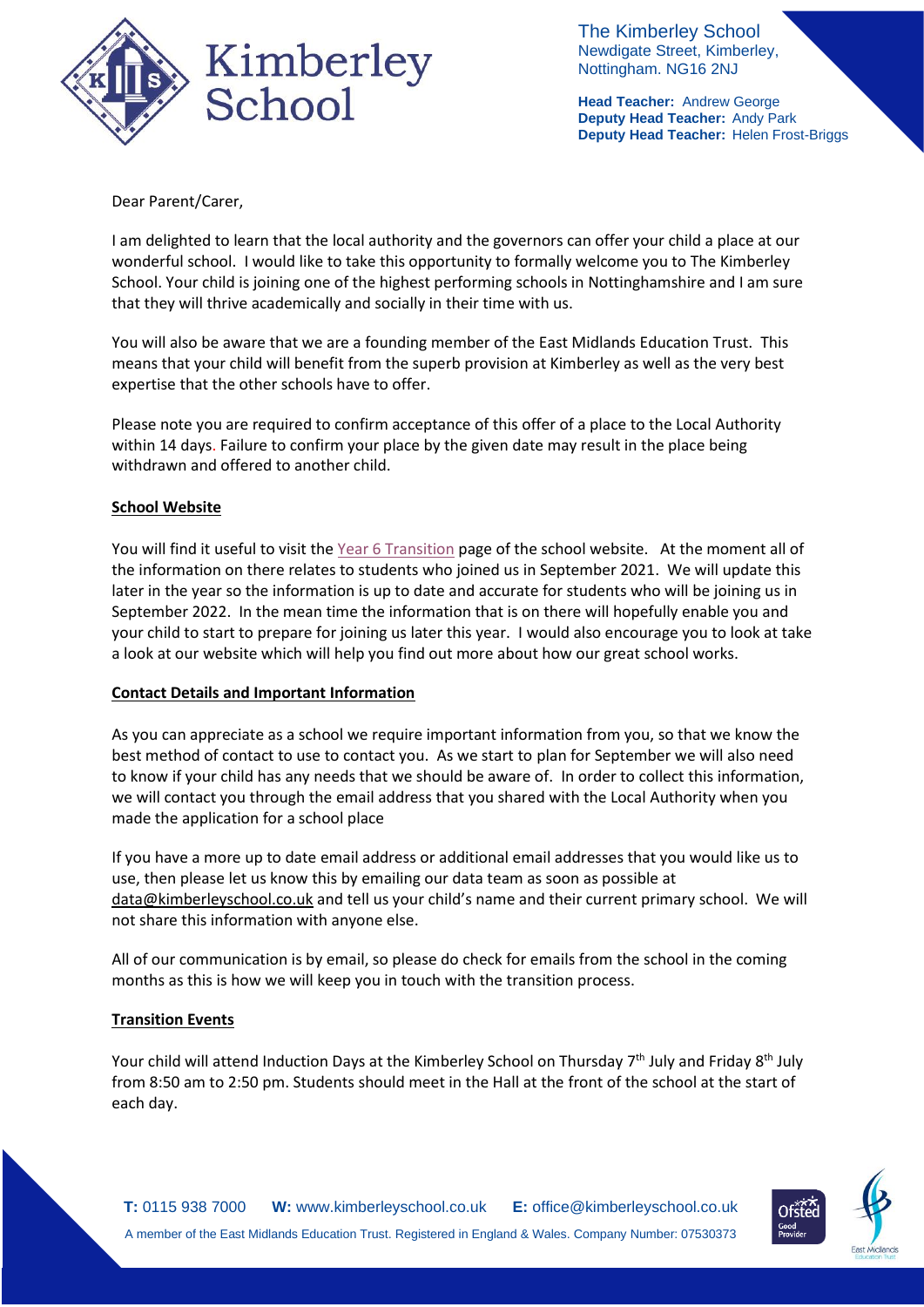The Kimberley School
Newdigate Street, Kimberley,
Nottingham. NG16 2NJ

**Head Teacher:** Andrew George
**Deputy Head Teacher:** Andy Park
**Deputy Head Teacher:** Helen Frost-Briggs

Dear Parent/Carer,

I am delighted to learn that the local authority and the governors can offer your child a place at our wonderful school. I would like to take this opportunity to formally welcome you to The Kimberley School. Your child is joining one of the highest performing schools in Nottinghamshire and I am sure that they will thrive academically and socially in their time with us.

You will also be aware that we are a founding member of the East Midlands Education Trust. This means that your child will benefit from the superb provision at Kimberley as well as the very best expertise that the other schools have to offer.

Please note you are required to confirm acceptance of this offer of a place to the Local Authority within 14 days. Failure to confirm your place by the given date may result in the place being withdrawn and offered to another child.

**School Website**

You will find it useful to visit the Year 6 Transition page of the school website. At the moment all of the information on there relates to students who joined us in September 2021. We will update this later in the year so the information is up to date and accurate for students who will be joining us in September 2022. In the mean time the information that is on there will hopefully enable you and your child to start to prepare for joining us later this year. I would also encourage you to look at take a look at our website which will help you find out more about how our great school works.

**Contact Details and Important Information**

As you can appreciate as a school we require important information from you, so that we know the best method of contact to use to contact you. As we start to plan for September we will also need to know if your child has any needs that we should be aware of. In order to collect this information, we will contact you through the email address that you shared with the Local Authority when you made the application for a school place

If you have a more up to date email address or additional email addresses that you would like us to use, then please let us know this by emailing our data team as soon as possible at data@kimberleyschool.co.uk and tell us your child's name and their current primary school. We will not share this information with anyone else.

All of our communication is by email, so please do check for emails from the school in the coming months as this is how we will keep you in touch with the transition process.

**Transition Events**

Your child will attend Induction Days at the Kimberley School on Thursday 7th July and Friday 8th July from 8:50 am to 2:50 pm. Students should meet in the Hall at the front of the school at the start of each day.

**T:** 0115 938 7000 **W:** www.kimberleyschool.co.uk **E:** office@kimberleyschool.co.uk
A member of the East Midlands Education Trust. Registered in England & Wales. Company Number: 07530373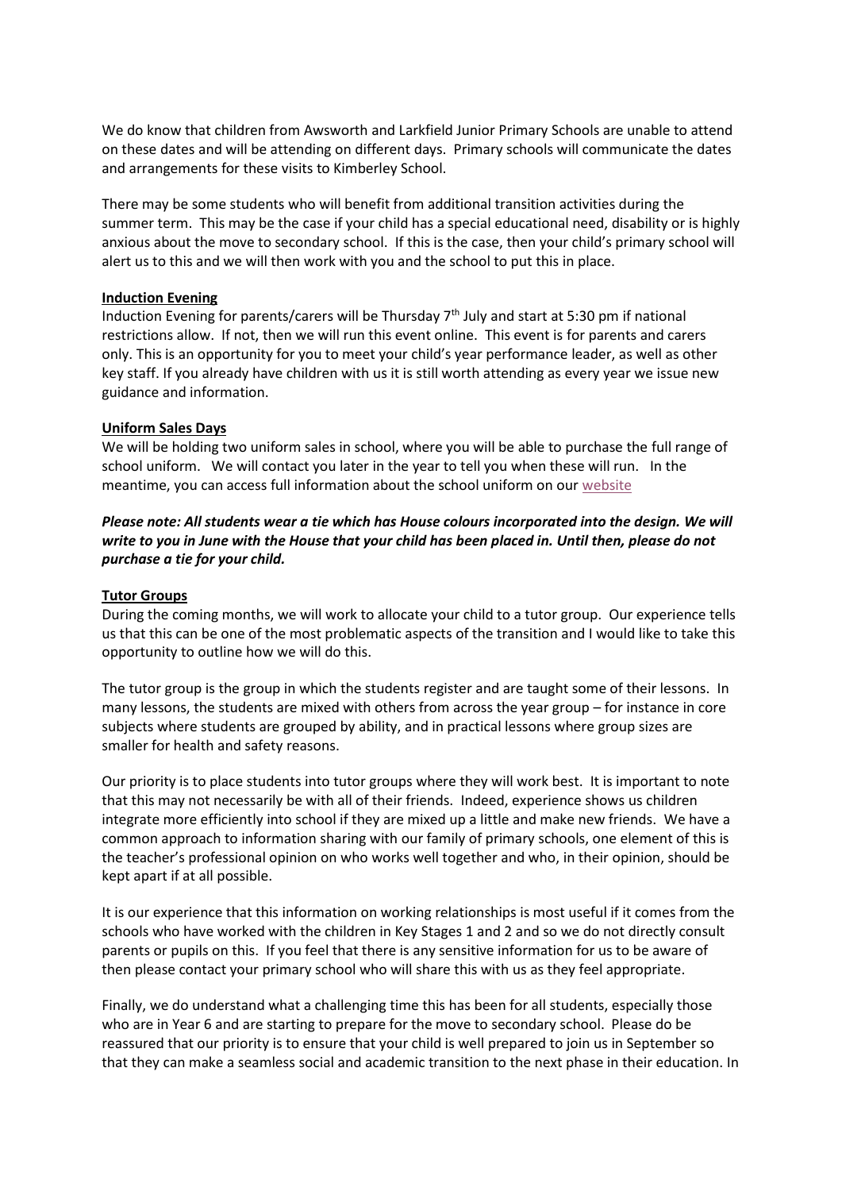We do know that children from Awsworth and Larkfield Junior Primary Schools are unable to attend on these dates and will be attending on different days. Primary schools will communicate the dates and arrangements for these visits to Kimberley School.

There may be some students who will benefit from additional transition activities during the summer term. This may be the case if your child has a special educational need, disability or is highly anxious about the move to secondary school. If this is the case, then your child's primary school will alert us to this and we will then work with you and the school to put this in place.

**Induction Evening**

Induction Evening for parents/carers will be Thursday 7th July and start at 5:30 pm if national restrictions allow. If not, then we will run this event online. This event is for parents and carers only. This is an opportunity for you to meet your child's year performance leader, as well as other key staff. If you already have children with us it is still worth attending as every year we issue new guidance and information.

**Uniform Sales Days**

We will be holding two uniform sales in school, where you will be able to purchase the full range of school uniform. We will contact you later in the year to tell you when these will run. In the meantime, you can access full information about the school uniform on our website

***Please note: All students wear a tie which has House colours incorporated into the design. We will write to you in June with the House that your child has been placed in. Until then, please do not purchase a tie for your child.***

**Tutor Groups**

During the coming months, we will work to allocate your child to a tutor group. Our experience tells us that this can be one of the most problematic aspects of the transition and I would like to take this opportunity to outline how we will do this.

The tutor group is the group in which the students register and are taught some of their lessons. In many lessons, the students are mixed with others from across the year group – for instance in core subjects where students are grouped by ability, and in practical lessons where group sizes are smaller for health and safety reasons.

Our priority is to place students into tutor groups where they will work best. It is important to note that this may not necessarily be with all of their friends. Indeed, experience shows us children integrate more efficiently into school if they are mixed up a little and make new friends. We have a common approach to information sharing with our family of primary schools, one element of this is the teacher's professional opinion on who works well together and who, in their opinion, should be kept apart if at all possible.

It is our experience that this information on working relationships is most useful if it comes from the schools who have worked with the children in Key Stages 1 and 2 and so we do not directly consult parents or pupils on this. If you feel that there is any sensitive information for us to be aware of then please contact your primary school who will share this with us as they feel appropriate.

Finally, we do understand what a challenging time this has been for all students, especially those who are in Year 6 and are starting to prepare for the move to secondary school. Please do be reassured that our priority is to ensure that your child is well prepared to join us in September so that they can make a seamless social and academic transition to the next phase in their education. In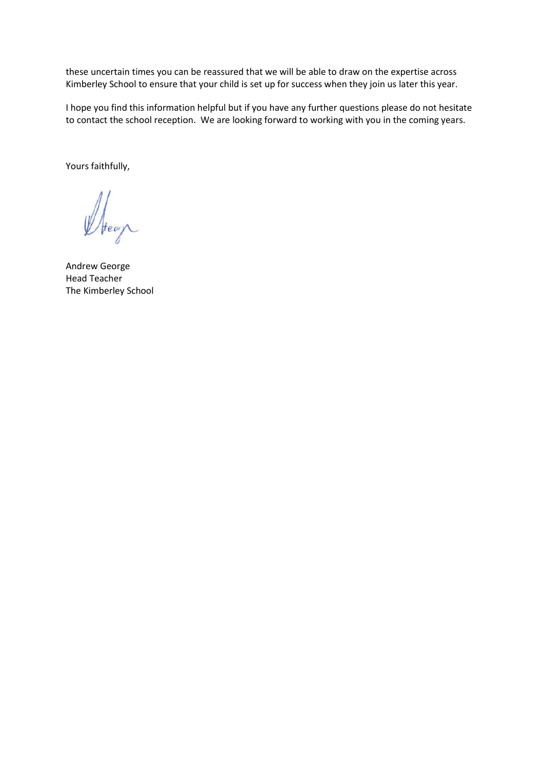these uncertain times you can be reassured that we will be able to draw on the expertise across Kimberley School to ensure that your child is set up for success when they join us later this year.

I hope you find this information helpful but if you have any further questions please do not hesitate to contact the school reception. We are looking forward to working with you in the coming years.

Yours faithfully,

Andrew George
Head Teacher
The Kimberley School